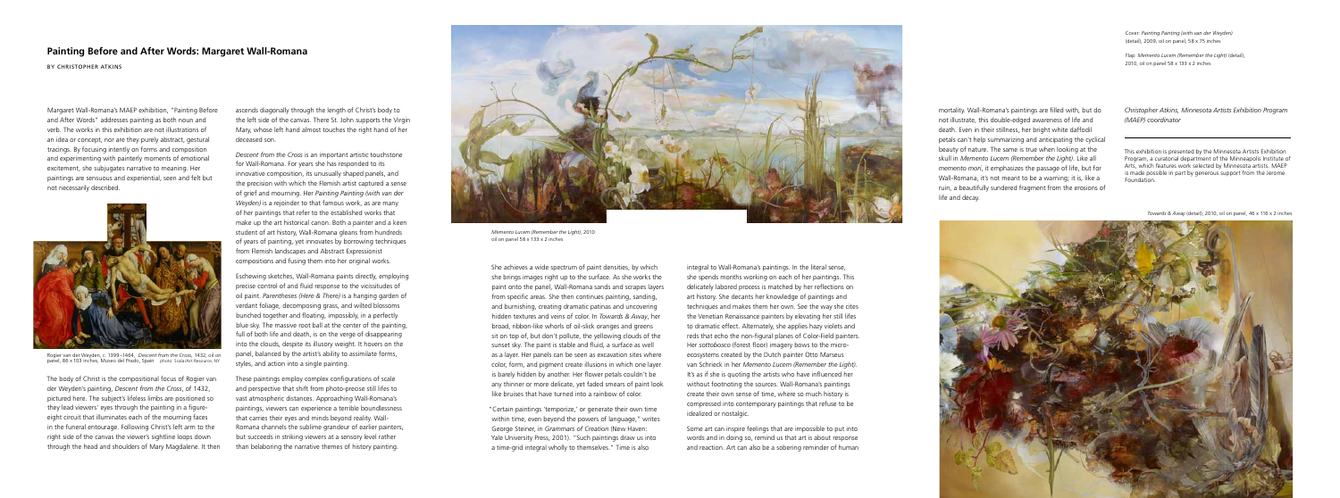## Painting Before and After Words: Margaret Wall-Romana

BY CHRISTOPHER ATKINS

Margaret Wall-Romana's MAEP exhibition, "Painting Before and After Words" addresses painting as both noun and verb. The works in this exhibition are not illustrations of an idea or concept, nor are they purely abstract, gestural tracings. By focusing intently on forms and composition and experimenting with painterly moments of emotional excitement, she subjugates narrative to meaning. Her paintings are sensuous and experiential, seen and felt but not necessarily described.

Rogier van der Weyden, c. 1399–1464, *Descent from the Cross*, 1432, oil on panel, 86 x 103 inches, Museo del Prado, Spain  photo: Scala/Art Resource, NY

The body of Christ is the compositional focus of Rogier van der Weyden's painting, *Descent from the Cross*, of 1432, pictured here. The subject's lifeless limbs are positioned so they lead viewers' eyes through the painting in a figure-eight circuit that illuminates each of the mourning faces in the funeral entourage. Following Christ's left arm to the right side of the canvas the viewer's sightline loops down through the head and shoulders of Mary Magdalene. It then ascends diagonally through the length of Christ's body to the left side of the canvas. There St. John supports the Virgin Mary, whose left hand almost touches the right hand of her deceased son.

*Descent from the Cross* is an important artistic touchstone for Wall-Romana. For years she has responded to its innovative composition, its unusually shaped panels, and the precision with which the Flemish artist captured a sense of grief and mourning. Her *Painting Painting (with van der Weyden)* is a rejoinder to that famous work, as are many of her paintings that refer to the established works that make up the art historical canon. Both a painter and a keen student of art history, Wall-Romana gleans from hundreds of years of painting, yet innovates by borrowing techniques from Flemish landscapes and Abstract Expressionist compositions and fusing them into her original works.

Eschewing sketches, Wall-Romana paints directly, employing precise control of and fluid response to the vicissitudes of oil paint. *Parentheses (Here & There)* is a hanging garden of verdant foliage, decomposing grass, and wilted blossoms bunched together and floating, impossibly, in a perfectly blue sky. The massive root ball at the center of the painting, full of both life and death, is on the verge of disappearing into the clouds, despite its illusory weight. It hovers on the panel, balanced by the artist's ability to assimilate forms, styles, and action into a single painting.

These paintings employ complex configurations of scale and perspective that shift from photo-precise still lifes to vast atmospheric distances. Approaching Wall-Romana's paintings, viewers can experience a terrible boundlessness that carries their eyes and minds beyond reality. Wall-Romana channels the sublime grandeur of earlier painters, but succeeds in striking viewers at a sensory level rather than belaboring the narrative themes of history painting.

*Memento Lucem (Remember the Light)*, 2010
oil on panel 58 x 133 x 2 inches

She achieves a wide spectrum of paint densities, by which she brings images right up to the surface. As she works the paint onto the panel, Wall-Romana sands and scrapes layers from specific areas. She then continues painting, sanding, and burnishing, creating dramatic patinas and uncovering hidden textures and veins of color. In *Towards & Away*, her broad, ribbon-like whorls of oil-slick oranges and greens sit on top of, but don't pollute, the yellowing clouds of the sunset sky. The paint is stable and fluid, a surface as well as a layer. Her panels can be seen as excavation sites where color, form, and pigment create illusions in which one layer is barely hidden by another. Her flower petals couldn't be any thinner or more delicate, yet faded smears of paint look like bruises that have turned into a rainbow of color.

"Certain paintings 'temporize,' or generate their own time within time, even beyond the powers of language," writes George Steiner, in *Grammars of Creation* (New Haven: Yale University Press, 2001). "Such paintings draw us into a time-grid integral wholly to themselves." Time is also integral to Wall-Romana's paintings. In the literal sense, she spends months working on each of her paintings. This delicately labored process is matched by her reflections on art history. She decants her knowledge of paintings and techniques and makes them her own. See the way she cites the Venetian Renaissance painters by elevating her still lifes to dramatic effect. Alternately, she applies hazy violets and reds that echo the non-figural planes of Color-Field painters. Her *sottobosco* (forest floor) imagery bows to the micro-ecosystems created by the Dutch painter Otto Marseus van Schrieck in her *Memento Lucem (Remember the Light)*. It's as if she is quoting the artists who have influenced her without footnoting the sources. Wall-Romana's paintings create their own sense of time, where so much history is compressed into contemporary paintings that refuse to be idealized or nostalgic.

Some art can inspire feelings that are impossible to put into words and in doing so, remind us that art is about response and reaction. Art can also be a sobering reminder of human mortality. Wall-Romana's paintings are filled with, but do not illustrate, this double-edged awareness of life and death. Even in their stillness, her bright white daffodil petals can't help summarizing and anticipating the cyclical beauty of nature. The same is true when looking at the skull in *Memento Lucem (Remember the Light)*. Like all *memento mori*, it emphasizes the passage of life, but for Wall-Romana, it's not meant to be a warning; it is, like a ruin, a beautifully sundered fragment from the erosions of life and decay.

*Christopher Atkins, Minnesota Artists Exhibition Program (MAEP) coordinator*

Cover: *Painting Painting (with van der Weyden)* (detail), 2009, oil on panel, 58 x 75 inches

Flap: *Memento Lucem (Remember the Light)* (detail), 2010, oil on panel 58 x 133 x 2 inches

This exhibition is presented by the Minnesota Artists Exhibition Program, a curatorial department of the Minneapolis Institute of Arts, which features work selected by Minnesota artists. MAEP is made possible in part by generous support from the Jerome Foundation.

*Towards & Away* (detail), 2010, oil on panel, 46 x 116 x 2 inches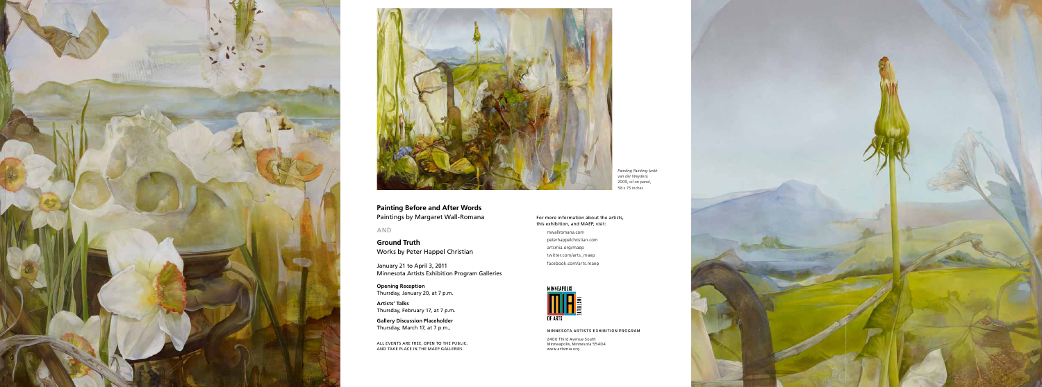*Painting Painting (with van der Weyden)*, 2009, oil on panel, 58 x 75 inches

**Painting Before and After Words**
Paintings by Margaret Wall-Romana

AND

**Ground Truth**
Works by Peter Happel Christian

January 21 to April 3, 2011
Minnesota Artists Exhibition Program Galleries

**Opening Reception**
Thursday, January 20, at 7 p.m.

**Artists' Talks**
Thursday, February 17, at 7 p.m.

**Gallery Discussion Placeholder**
Thursday, March 17, at 7 p.m.,

ALL EVENTS ARE FREE, OPEN TO THE PUBLIC, AND TAKE PLACE IN THE MAEP GALLERIES.

For more information about the artists, this exhibition, and MAEP, visit:

mwallromana.com
peterhappelchristian.com
artsmia.org/maep
twitter.com/arts_maep
facebook.com/arts.maep

MINNEAPOLIS INSTITUTE OF ARTS

MINNESOTA ARTISTS EXHIBITION PROGRAM

2400 Third Avenue South
Minneapolis, Minnesota 55404
www.artsmia.org